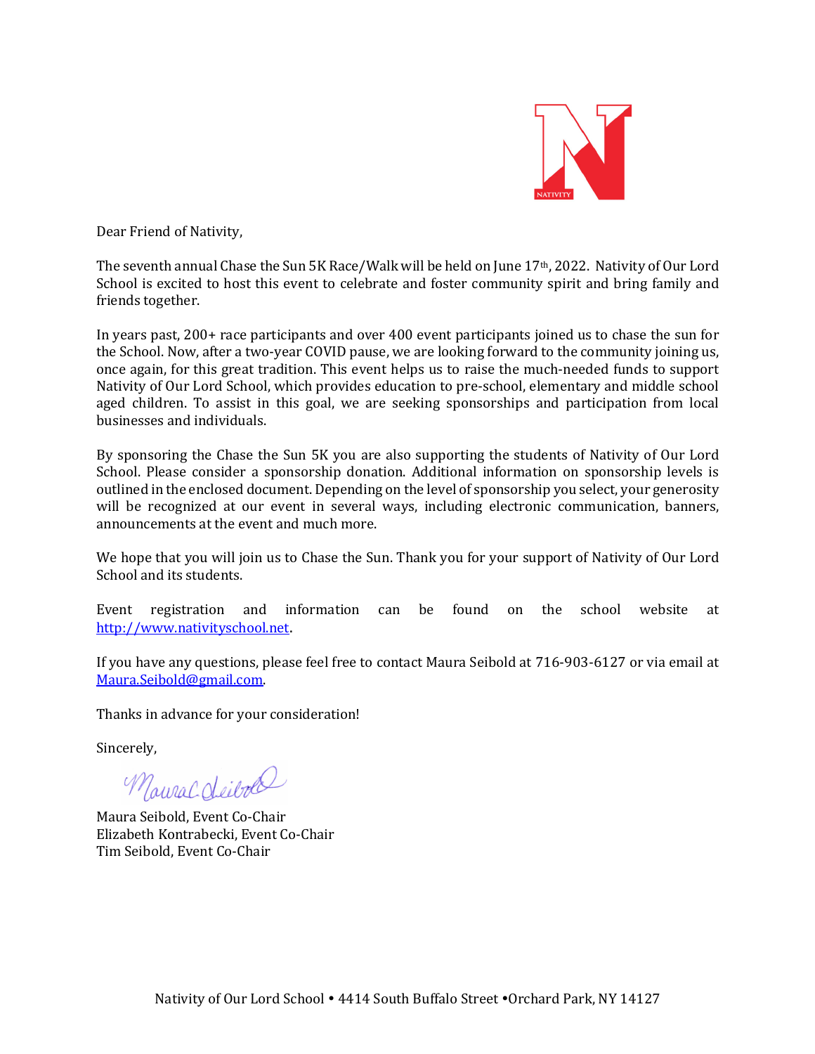Dear Friend of Nativity,

The seventh annual Chase the Sun 5K Race/Walk will be held on June 17th, 2022. Nativity of Our Lord School is excited to host this event to celebrate and foster community spirit and bring family and friends together.

In years past, 200+ race participants and over 400 event participants joined us to chase the sun for the School. Now, after a two-year COVID pause, we are looking forward to the community joining us, once again, for this great tradition. This event helps us to raise the much-needed funds to support Nativity of Our Lord School, which provides education to pre-school, elementary and middle school aged children. To assist in this goal, we are seeking sponsorships and participation from local businesses and individuals.

By sponsoring the Chase the Sun 5K you are also supporting the students of Nativity of Our Lord School. Please consider a sponsorship donation. Additional information on sponsorship levels is outlined in the enclosed document. Depending on the level of sponsorship you select, your generosity will be recognized at our event in several ways, including electronic communication, banners, announcements at the event and much more.

We hope that you will join us to Chase the Sun. Thank you for your support of Nativity of Our Lord School and its students.

Event registration and information can be found on the school website at http://www.nativityschool.net.

If you have any questions, please feel free to contact Maura Seibold at 716-903-6127 or via email at Maura.Seibold@gmail.com.

Thanks in advance for your consideration!

Sincerely,

Maura Seibold, Event Co-Chair
Elizabeth Kontrabecki, Event Co-Chair
Tim Seibold, Event Co-Chair

Nativity of Our Lord School • 4414 South Buffalo Street •Orchard Park, NY 14127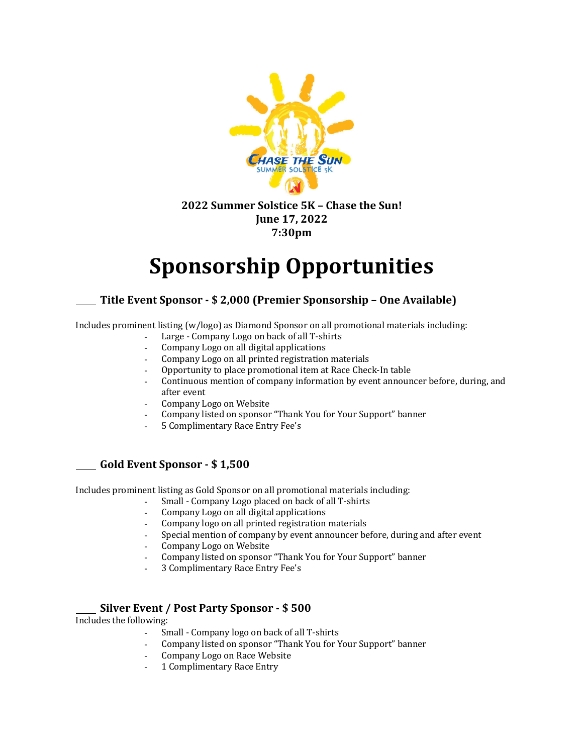**2022 Summer Solstice 5K – Chase the Sun!**
**June 17, 2022**
**7:30pm**

# Sponsorship Opportunities

### ____ Title Event Sponsor - $ 2,000 (Premier Sponsorship – One Available)

Includes prominent listing (w/logo) as Diamond Sponsor on all promotional materials including:

- Large - Company Logo on back of all T-shirts
- Company Logo on all digital applications
- Company Logo on all printed registration materials
- Opportunity to place promotional item at Race Check-In table
- Continuous mention of company information by event announcer before, during, and after event
- Company Logo on Website
- Company listed on sponsor "Thank You for Your Support" banner
- 5 Complimentary Race Entry Fee's

### ____ Gold Event Sponsor - $ 1,500

Includes prominent listing as Gold Sponsor on all promotional materials including:

- Small - Company Logo placed on back of all T-shirts
- Company Logo on all digital applications
- Company logo on all printed registration materials
- Special mention of company by event announcer before, during and after event
- Company Logo on Website
- Company listed on sponsor "Thank You for Your Support" banner
- 3 Complimentary Race Entry Fee's

### ____ Silver Event / Post Party Sponsor - $ 500

Includes the following:

- Small - Company logo on back of all T-shirts
- Company listed on sponsor "Thank You for Your Support" banner
- Company Logo on Race Website
- 1 Complimentary Race Entry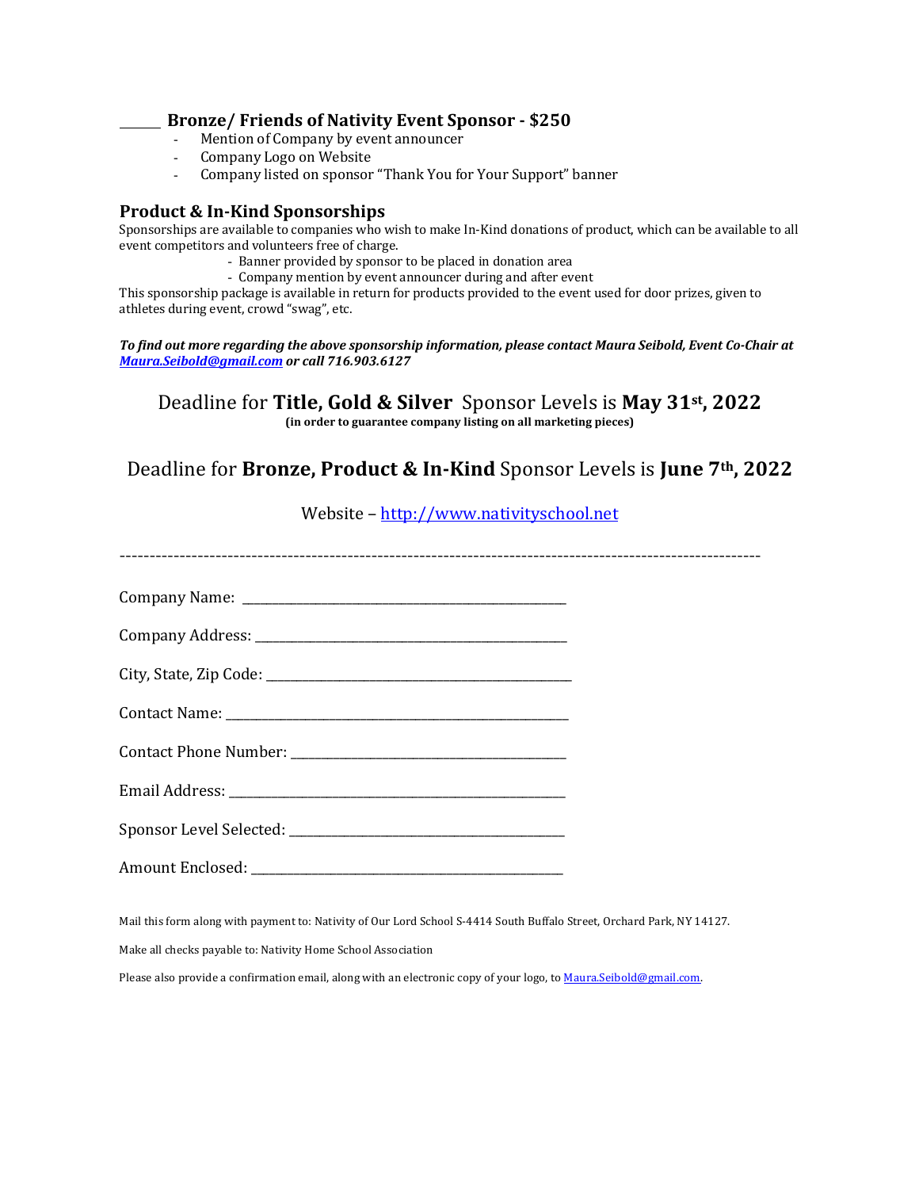______ **Bronze/ Friends of Nativity Event Sponsor - $250**

- Mention of Company by event announcer
- Company Logo on Website
- Company listed on sponsor "Thank You for Your Support" banner

### Product & In-Kind Sponsorships

Sponsorships are available to companies who wish to make In-Kind donations of product, which can be available to all event competitors and volunteers free of charge.

- Banner provided by sponsor to be placed in donation area
- Company mention by event announcer during and after event

This sponsorship package is available in return for products provided to the event used for door prizes, given to athletes during event, crowd "swag", etc.

***To find out more regarding the above sponsorship information, please contact Maura Seibold, Event Co-Chair at [Maura.Seibold@gmail.com](mailto:Maura.Seibold@gmail.com) or call 716.903.6127***

Deadline for **Title, Gold & Silver** Sponsor Levels is **May 31st, 2022**
**(in order to guarantee company listing on all marketing pieces)**

Deadline for **Bronze, Product & In-Kind** Sponsor Levels is **June 7th, 2022**

Website – [http://www.nativityschool.net](http://www.nativityschool.net)

------------------------------------------------------------------------------------------------------------

Company Name: ______________________________________________

Company Address: ____________________________________________

City, State, Zip Code: _________________________________________

Contact Name: _______________________________________________

Contact Phone Number: _______________________________________

Email Address: _______________________________________________

Sponsor Level Selected: _______________________________________

Amount Enclosed: ____________________________________________

Mail this form along with payment to: Nativity of Our Lord School S-4414 South Buffalo Street, Orchard Park, NY 14127.

Make all checks payable to: Nativity Home School Association

Please also provide a confirmation email, along with an electronic copy of your logo, to [Maura.Seibold@gmail.com](mailto:Maura.Seibold@gmail.com).